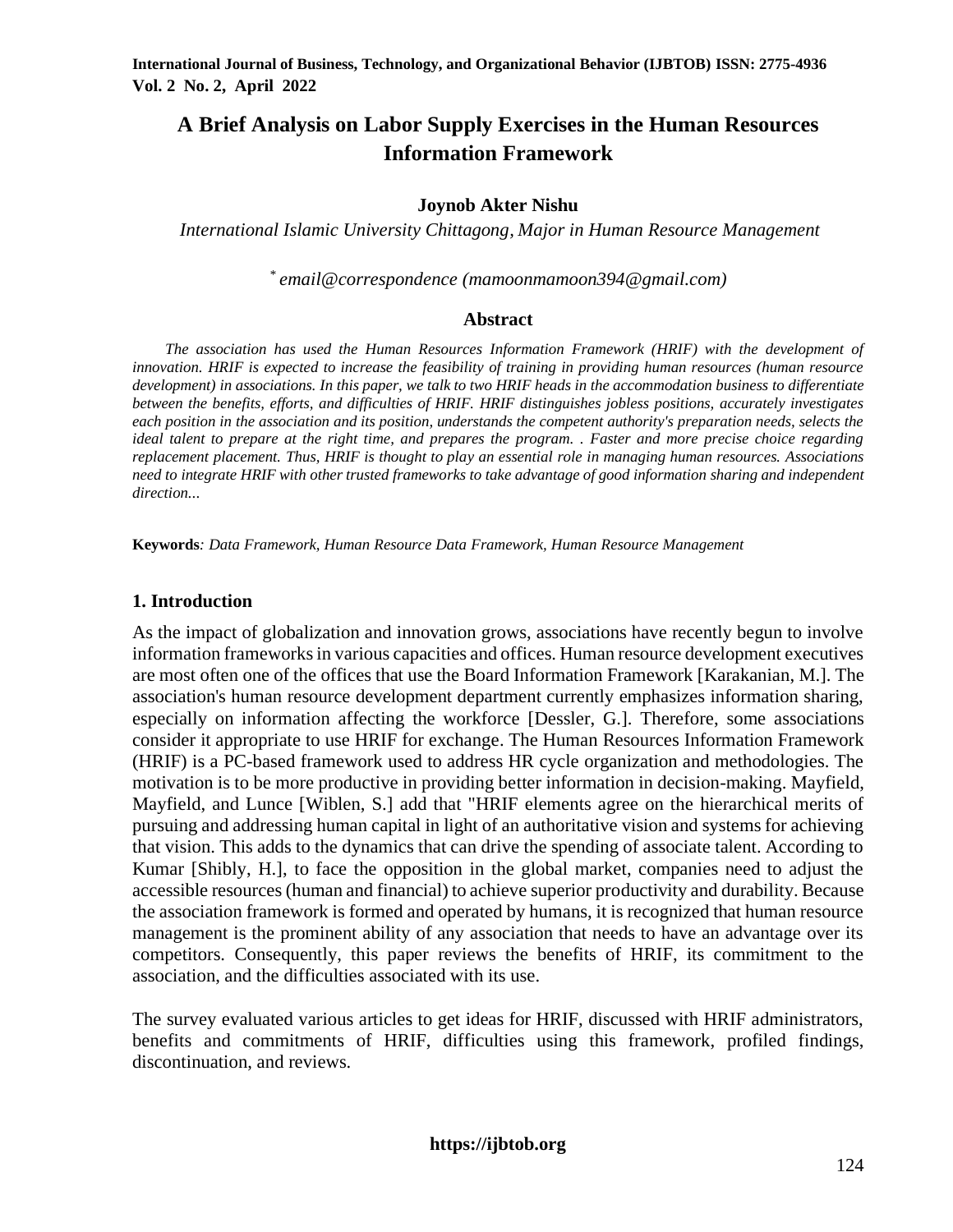# A Brief Analysis on Labor Supply Exercises in the Human Resources Information Framework

**Joynob Akter Nishu**

*International Islamic University Chittagong, Major in Human Resource Management*

[*] *email@correspondence (mamoonmamoon394@gmail.com)*

## Abstract

*The association has used the Human Resources Information Framework (HRIF) with the development of innovation. HRIF is expected to increase the feasibility of training in providing human resources (human resource development) in associations. In this paper, we talk to two HRIF heads in the accommodation business to differentiate between the benefits, efforts, and difficulties of HRIF. HRIF distinguishes jobless positions, accurately investigates each position in the association and its position, understands the competent authority's preparation needs, selects the ideal talent to prepare at the right time, and prepares the program. . Faster and more precise choice regarding replacement placement. Thus, HRIF is thought to play an essential role in managing human resources. Associations need to integrate HRIF with other trusted frameworks to take advantage of good information sharing and independent direction...*

**Keywords***: Data Framework, Human Resource Data Framework, Human Resource Management*

## 1. Introduction

As the impact of globalization and innovation grows, associations have recently begun to involve information frameworks in various capacities and offices. Human resource development executives are most often one of the offices that use the Board Information Framework [Karakanian, M.]. The association's human resource development department currently emphasizes information sharing, especially on information affecting the workforce [Dessler, G.]. Therefore, some associations consider it appropriate to use HRIF for exchange. The Human Resources Information Framework (HRIF) is a PC-based framework used to address HR cycle organization and methodologies. The motivation is to be more productive in providing better information in decision-making. Mayfield, Mayfield, and Lunce [Wiblen, S.] add that "HRIF elements agree on the hierarchical merits of pursuing and addressing human capital in light of an authoritative vision and systems for achieving that vision. This adds to the dynamics that can drive the spending of associate talent. According to Kumar [Shibly, H.], to face the opposition in the global market, companies need to adjust the accessible resources (human and financial) to achieve superior productivity and durability. Because the association framework is formed and operated by humans, it is recognized that human resource management is the prominent ability of any association that needs to have an advantage over its competitors. Consequently, this paper reviews the benefits of HRIF, its commitment to the association, and the difficulties associated with its use.

The survey evaluated various articles to get ideas for HRIF, discussed with HRIF administrators, benefits and commitments of HRIF, difficulties using this framework, profiled findings, discontinuation, and reviews.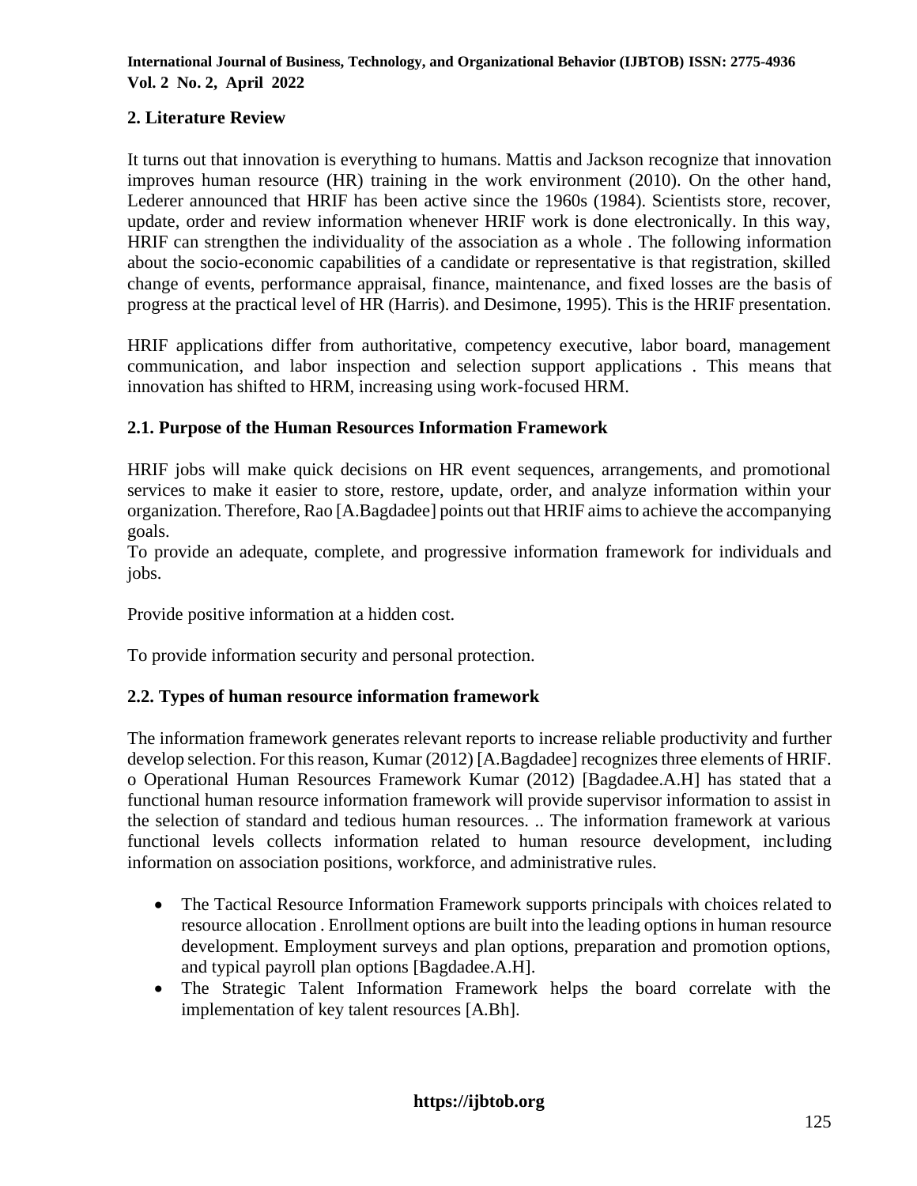## 2. Literature Review

It turns out that innovation is everything to humans. Mattis and Jackson recognize that innovation improves human resource (HR) training in the work environment (2010). On the other hand, Lederer announced that HRIF has been active since the 1960s (1984). Scientists store, recover, update, order and review information whenever HRIF work is done electronically. In this way, HRIF can strengthen the individuality of the association as a whole . The following information about the socio-economic capabilities of a candidate or representative is that registration, skilled change of events, performance appraisal, finance, maintenance, and fixed losses are the basis of progress at the practical level of HR (Harris). and Desimone, 1995). This is the HRIF presentation.

HRIF applications differ from authoritative, competency executive, labor board, management communication, and labor inspection and selection support applications . This means that innovation has shifted to HRM, increasing using work-focused HRM.

### 2.1. Purpose of the Human Resources Information Framework

HRIF jobs will make quick decisions on HR event sequences, arrangements, and promotional services to make it easier to store, restore, update, order, and analyze information within your organization. Therefore, Rao [A.Bagdadee] points out that HRIF aims to achieve the accompanying goals.
To provide an adequate, complete, and progressive information framework for individuals and jobs.

Provide positive information at a hidden cost.

To provide information security and personal protection.

### 2.2. Types of human resource information framework

The information framework generates relevant reports to increase reliable productivity and further develop selection. For this reason, Kumar (2012) [A.Bagdadee] recognizes three elements of HRIF.
o Operational Human Resources Framework Kumar (2012) [Bagdadee.A.H] has stated that a functional human resource information framework will provide supervisor information to assist in the selection of standard and tedious human resources. .. The information framework at various functional levels collects information related to human resource development, including information on association positions, workforce, and administrative rules.

- The Tactical Resource Information Framework supports principals with choices related to resource allocation . Enrollment options are built into the leading options in human resource development. Employment surveys and plan options, preparation and promotion options, and typical payroll plan options [Bagdadee.A.H].
- The Strategic Talent Information Framework helps the board correlate with the implementation of key talent resources [A.Bh].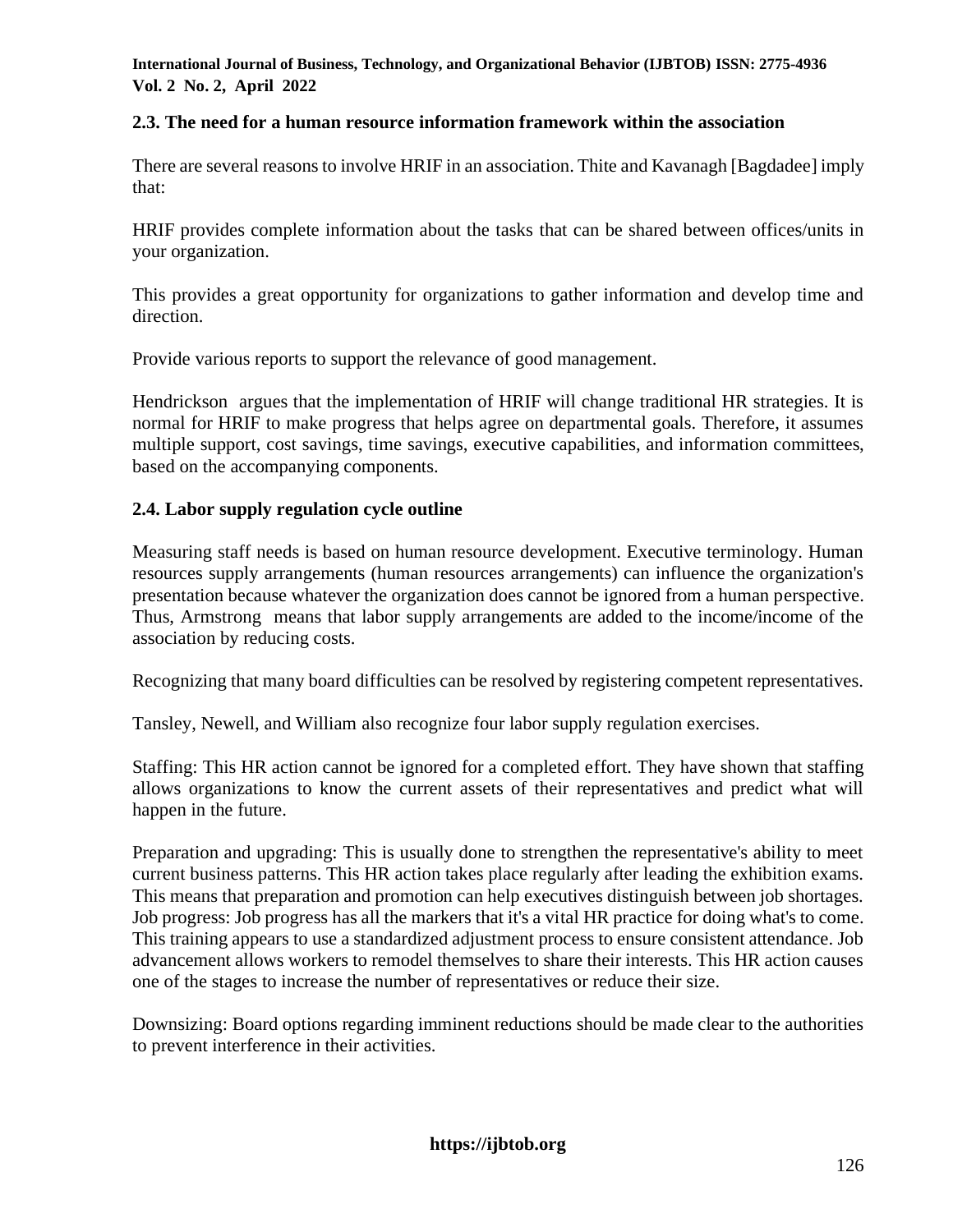## 2.3. The need for a human resource information framework within the association

There are several reasons to involve HRIF in an association. Thite and Kavanagh [Bagdadee] imply that:

HRIF provides complete information about the tasks that can be shared between offices/units in your organization.

This provides a great opportunity for organizations to gather information and develop time and direction.

Provide various reports to support the relevance of good management.

Hendrickson argues that the implementation of HRIF will change traditional HR strategies. It is normal for HRIF to make progress that helps agree on departmental goals. Therefore, it assumes multiple support, cost savings, time savings, executive capabilities, and information committees, based on the accompanying components.

## 2.4. Labor supply regulation cycle outline

Measuring staff needs is based on human resource development. Executive terminology. Human resources supply arrangements (human resources arrangements) can influence the organization's presentation because whatever the organization does cannot be ignored from a human perspective. Thus, Armstrong means that labor supply arrangements are added to the income/income of the association by reducing costs.

Recognizing that many board difficulties can be resolved by registering competent representatives.

Tansley, Newell, and William also recognize four labor supply regulation exercises.

Staffing: This HR action cannot be ignored for a completed effort. They have shown that staffing allows organizations to know the current assets of their representatives and predict what will happen in the future.

Preparation and upgrading: This is usually done to strengthen the representative's ability to meet current business patterns. This HR action takes place regularly after leading the exhibition exams. This means that preparation and promotion can help executives distinguish between job shortages. Job progress: Job progress has all the markers that it's a vital HR practice for doing what's to come. This training appears to use a standardized adjustment process to ensure consistent attendance. Job advancement allows workers to remodel themselves to share their interests. This HR action causes one of the stages to increase the number of representatives or reduce their size.

Downsizing: Board options regarding imminent reductions should be made clear to the authorities to prevent interference in their activities.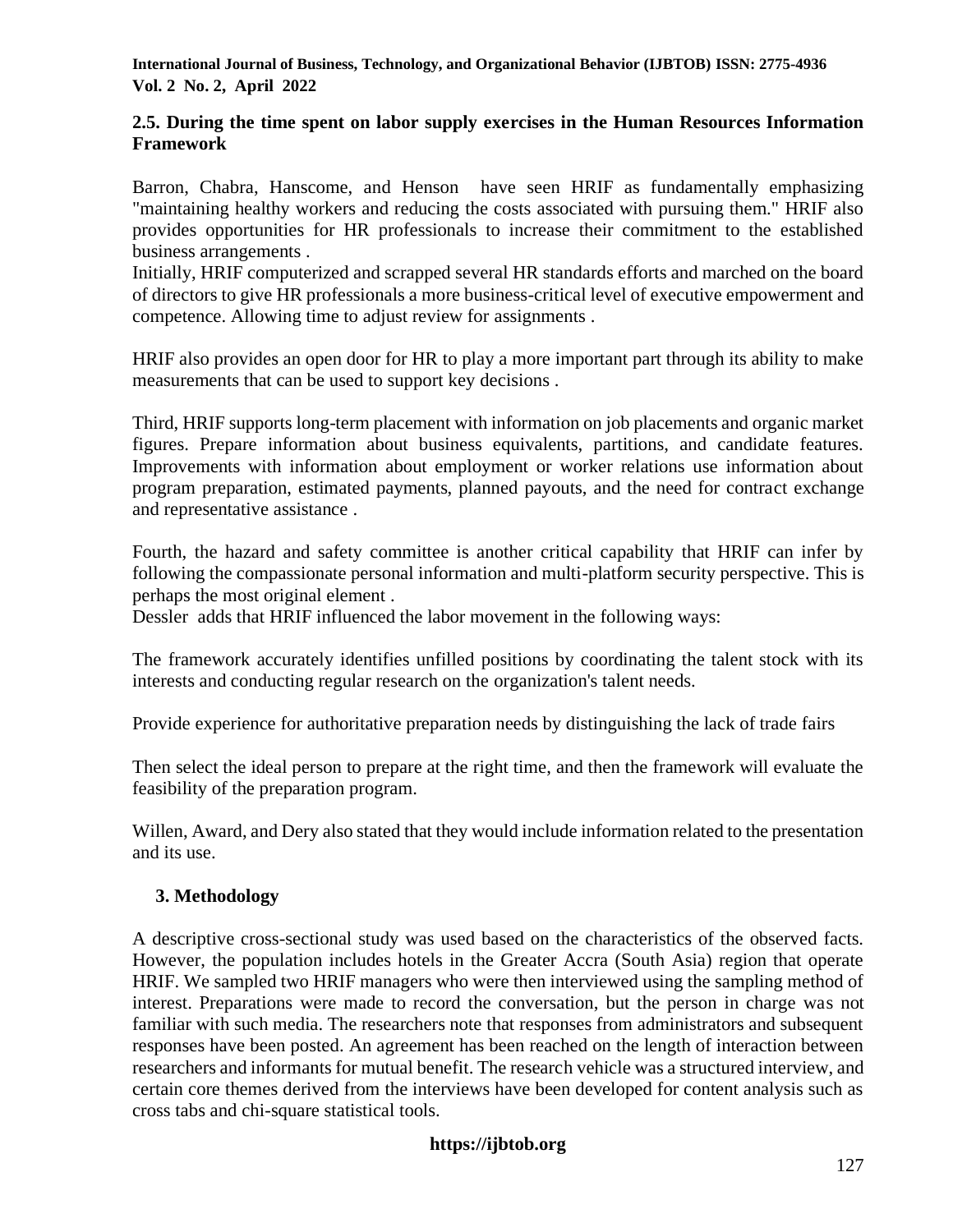### 2.5. During the time spent on labor supply exercises in the Human Resources Information Framework

Barron, Chabra, Hanscome, and Henson have seen HRIF as fundamentally emphasizing "maintaining healthy workers and reducing the costs associated with pursuing them." HRIF also provides opportunities for HR professionals to increase their commitment to the established business arrangements .

Initially, HRIF computerized and scrapped several HR standards efforts and marched on the board of directors to give HR professionals a more business-critical level of executive empowerment and competence. Allowing time to adjust review for assignments .

HRIF also provides an open door for HR to play a more important part through its ability to make measurements that can be used to support key decisions .

Third, HRIF supports long-term placement with information on job placements and organic market figures. Prepare information about business equivalents, partitions, and candidate features. Improvements with information about employment or worker relations use information about program preparation, estimated payments, planned payouts, and the need for contract exchange and representative assistance .

Fourth, the hazard and safety committee is another critical capability that HRIF can infer by following the compassionate personal information and multi-platform security perspective. This is perhaps the most original element .

Dessler adds that HRIF influenced the labor movement in the following ways:

The framework accurately identifies unfilled positions by coordinating the talent stock with its interests and conducting regular research on the organization's talent needs.

Provide experience for authoritative preparation needs by distinguishing the lack of trade fairs

Then select the ideal person to prepare at the right time, and then the framework will evaluate the feasibility of the preparation program.

Willen, Award, and Dery also stated that they would include information related to the presentation and its use.

## 3. Methodology

A descriptive cross-sectional study was used based on the characteristics of the observed facts. However, the population includes hotels in the Greater Accra (South Asia) region that operate HRIF. We sampled two HRIF managers who were then interviewed using the sampling method of interest. Preparations were made to record the conversation, but the person in charge was not familiar with such media. The researchers note that responses from administrators and subsequent responses have been posted. An agreement has been reached on the length of interaction between researchers and informants for mutual benefit. The research vehicle was a structured interview, and certain core themes derived from the interviews have been developed for content analysis such as cross tabs and chi-square statistical tools.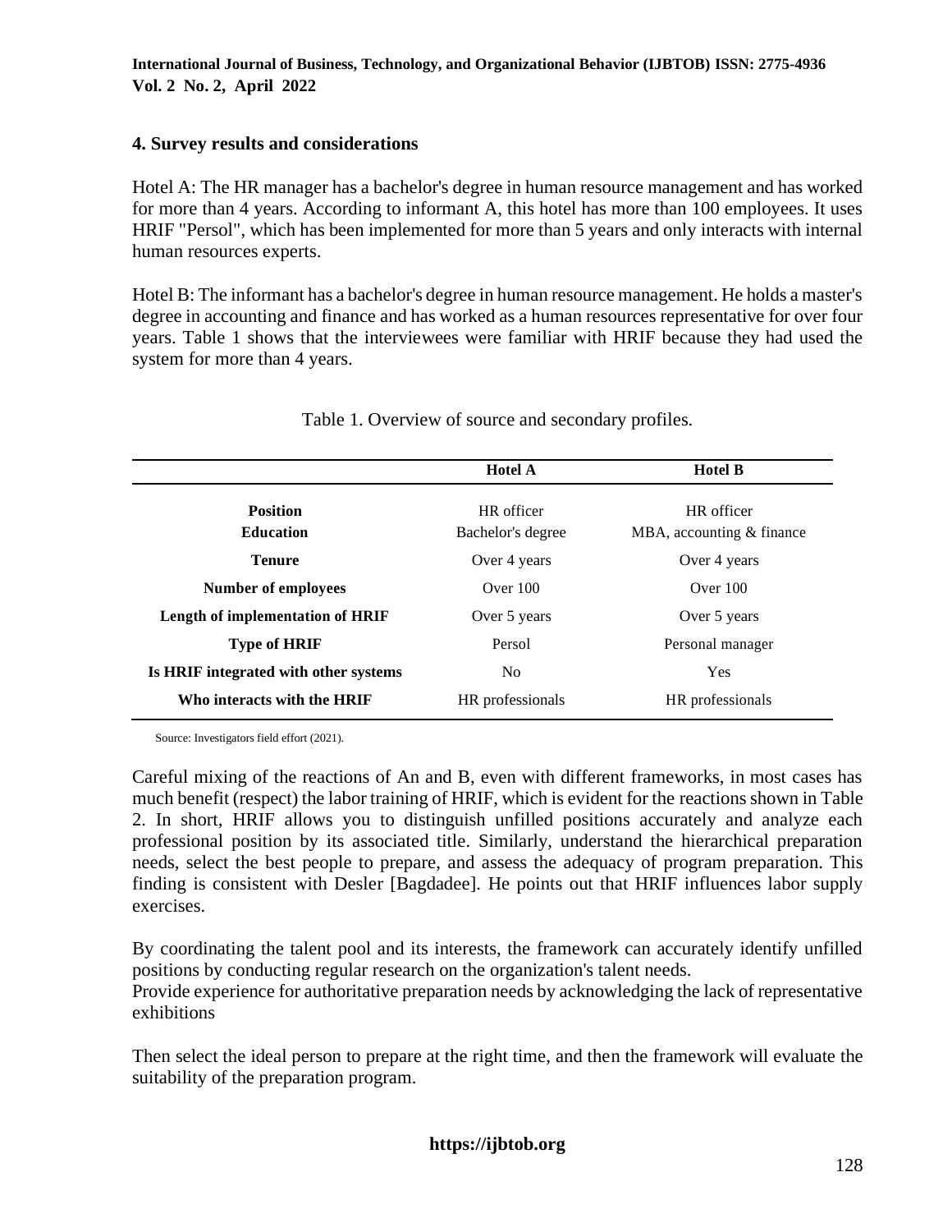## 4. Survey results and considerations

Hotel A: The HR manager has a bachelor's degree in human resource management and has worked for more than 4 years. According to informant A, this hotel has more than 100 employees. It uses HRIF "Persol", which has been implemented for more than 5 years and only interacts with internal human resources experts.

Hotel B: The informant has a bachelor's degree in human resource management. He holds a master's degree in accounting and finance and has worked as a human resources representative for over four years. Table 1 shows that the interviewees were familiar with HRIF because they had used the system for more than 4 years.

Table 1. Overview of source and secondary profiles.

| | Hotel A | Hotel B |
|---|---|---|
| **Position** | HR officer | HR officer |
| **Education** | Bachelor's degree | MBA, accounting & finance |
| **Tenure** | Over 4 years | Over 4 years |
| **Number of employees** | Over 100 | Over 100 |
| **Length of implementation of HRIF** | Over 5 years | Over 5 years |
| **Type of HRIF** | Persol | Personal manager |
| **Is HRIF integrated with other systems** | No | Yes |
| **Who interacts with the HRIF** | HR professionals | HR professionals |

Source: Investigators field effort (2021).

Careful mixing of the reactions of An and B, even with different frameworks, in most cases has much benefit (respect) the labor training of HRIF, which is evident for the reactions shown in Table 2. In short, HRIF allows you to distinguish unfilled positions accurately and analyze each professional position by its associated title. Similarly, understand the hierarchical preparation needs, select the best people to prepare, and assess the adequacy of program preparation. This finding is consistent with Desler [Bagdadee]. He points out that HRIF influences labor supply exercises.

By coordinating the talent pool and its interests, the framework can accurately identify unfilled positions by conducting regular research on the organization's talent needs.
Provide experience for authoritative preparation needs by acknowledging the lack of representative exhibitions

Then select the ideal person to prepare at the right time, and then the framework will evaluate the suitability of the preparation program.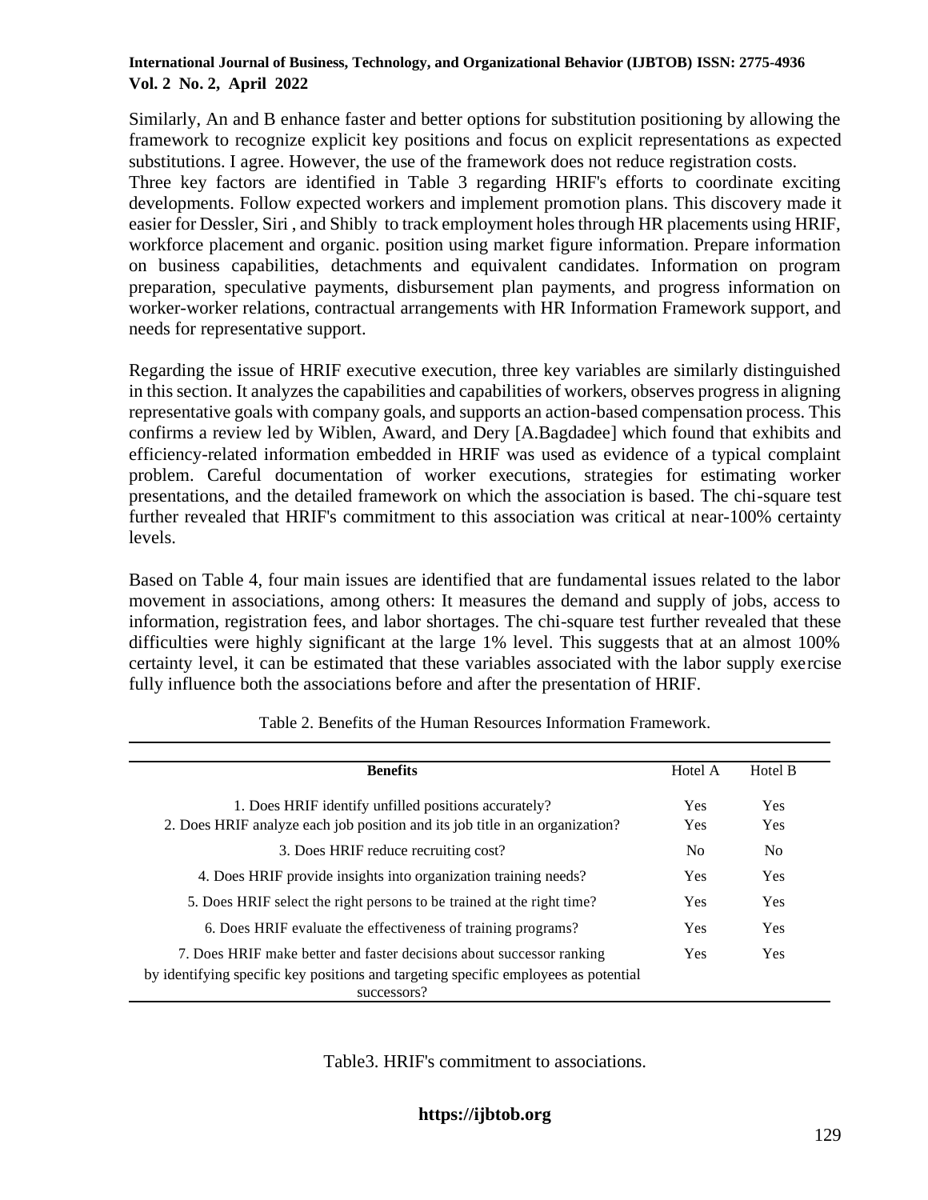Similarly, An and B enhance faster and better options for substitution positioning by allowing the framework to recognize explicit key positions and focus on explicit representations as expected substitutions. I agree. However, the use of the framework does not reduce registration costs.
Three key factors are identified in Table 3 regarding HRIF's efforts to coordinate exciting developments. Follow expected workers and implement promotion plans. This discovery made it easier for Dessler, Siri , and Shibly to track employment holes through HR placements using HRIF, workforce placement and organic. position using market figure information. Prepare information on business capabilities, detachments and equivalent candidates. Information on program preparation, speculative payments, disbursement plan payments, and progress information on worker-worker relations, contractual arrangements with HR Information Framework support, and needs for representative support.

Regarding the issue of HRIF executive execution, three key variables are similarly distinguished in this section. It analyzes the capabilities and capabilities of workers, observes progress in aligning representative goals with company goals, and supports an action-based compensation process. This confirms a review led by Wiblen, Award, and Dery [A.Bagdadee] which found that exhibits and efficiency-related information embedded in HRIF was used as evidence of a typical complaint problem. Careful documentation of worker executions, strategies for estimating worker presentations, and the detailed framework on which the association is based. The chi-square test further revealed that HRIF's commitment to this association was critical at near-100% certainty levels.

Based on Table 4, four main issues are identified that are fundamental issues related to the labor movement in associations, among others: It measures the demand and supply of jobs, access to information, registration fees, and labor shortages. The chi-square test further revealed that these difficulties were highly significant at the large 1% level. This suggests that at an almost 100% certainty level, it can be estimated that these variables associated with the labor supply exercise fully influence both the associations before and after the presentation of HRIF.

Table 2. Benefits of the Human Resources Information Framework.

| **Benefits** | Hotel A | Hotel B |
|---|---|---|
| 1. Does HRIF identify unfilled positions accurately? | Yes | Yes |
| 2. Does HRIF analyze each job position and its job title in an organization? | Yes | Yes |
| 3. Does HRIF reduce recruiting cost? | No | No |
| 4. Does HRIF provide insights into organization training needs? | Yes | Yes |
| 5. Does HRIF select the right persons to be trained at the right time? | Yes | Yes |
| 6. Does HRIF evaluate the effectiveness of training programs? | Yes | Yes |
| 7. Does HRIF make better and faster decisions about successor ranking by identifying specific key positions and targeting specific employees as potential successors? | Yes | Yes |

Table3. HRIF's commitment to associations.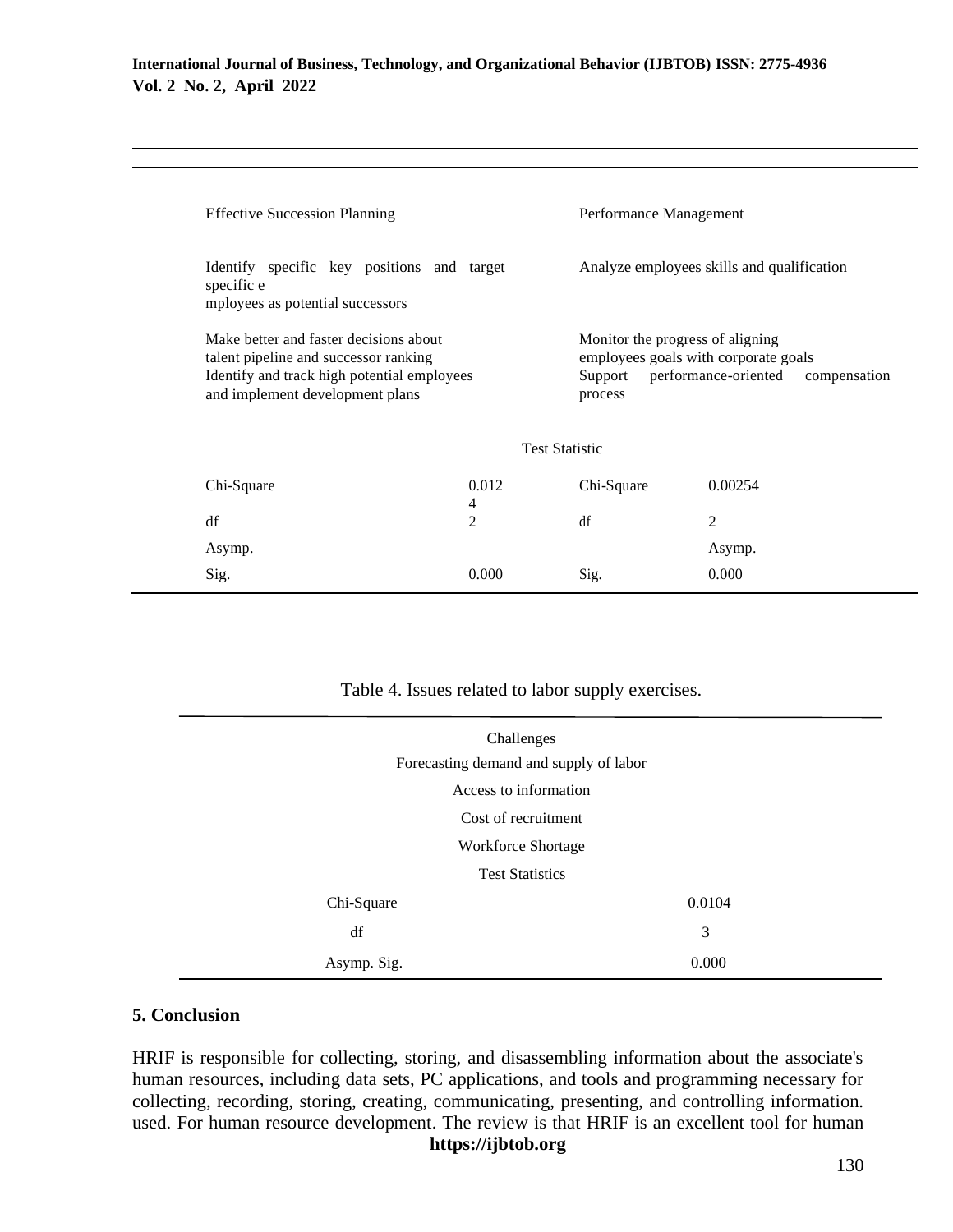| Effective Succession Planning | | Performance Management | |
|---|---|---|---|
| Identify specific key positions and target specific e mployees as potential successors | | Analyze employees skills and qualification | |
| Make better and faster decisions about talent pipeline and successor ranking Identify and track high potential employees and implement development plans | | Monitor the progress of aligning employees goals with corporate goals Support performance-oriented compensation process | |
| | Test Statistic | | |
| Chi-Square | 0.0124 | Chi-Square | 0.00254 |
| df | 2 | df | 2 |
| Asymp. | | | Asymp. |
| Sig. | 0.000 | Sig. | 0.000 |

Table 4. Issues related to labor supply exercises.

| Challenges | |
|---|---|
| Forecasting demand and supply of labor | |
| Access to information | |
| Cost of recruitment | |
| Workforce Shortage | |
| Test Statistics | |
| Chi-Square | 0.0104 |
| df | 3 |
| Asymp. Sig. | 0.000 |

## 5. Conclusion

HRIF is responsible for collecting, storing, and disassembling information about the associate's human resources, including data sets, PC applications, and tools and programming necessary for collecting, recording, storing, creating, communicating, presenting, and controlling information. used. For human resource development. The review is that HRIF is an excellent tool for human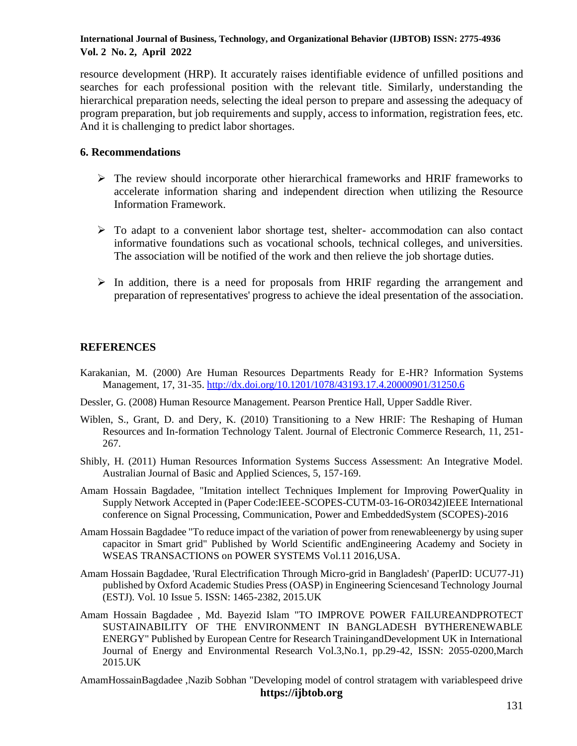resource development (HRP). It accurately raises identifiable evidence of unfilled positions and searches for each professional position with the relevant title. Similarly, understanding the hierarchical preparation needs, selecting the ideal person to prepare and assessing the adequacy of program preparation, but job requirements and supply, access to information, registration fees, etc. And it is challenging to predict labor shortages.

## 6. Recommendations

- The review should incorporate other hierarchical frameworks and HRIF frameworks to accelerate information sharing and independent direction when utilizing the Resource Information Framework.
- To adapt to a convenient labor shortage test, shelter- accommodation can also contact informative foundations such as vocational schools, technical colleges, and universities. The association will be notified of the work and then relieve the job shortage duties.
- In addition, there is a need for proposals from HRIF regarding the arrangement and preparation of representatives' progress to achieve the ideal presentation of the association.

## REFERENCES

Karakanian, M. (2000) Are Human Resources Departments Ready for E-HR? Information Systems Management, 17, 31-35. http://dx.doi.org/10.1201/1078/43193.17.4.20000901/31250.6

Dessler, G. (2008) Human Resource Management. Pearson Prentice Hall, Upper Saddle River.

Wiblen, S., Grant, D. and Dery, K. (2010) Transitioning to a New HRIF: The Reshaping of Human Resources and In-formation Technology Talent. Journal of Electronic Commerce Research, 11, 251-267.

Shibly, H. (2011) Human Resources Information Systems Success Assessment: An Integrative Model. Australian Journal of Basic and Applied Sciences, 5, 157-169.

Amam Hossain Bagdadee, "Imitation intellect Techniques Implement for Improving PowerQuality in Supply Network Accepted in (Paper Code:IEEE-SCOPES-CUTM-03-16-OR0342)IEEE International conference on Signal Processing, Communication, Power and EmbeddedSystem (SCOPES)-2016

Amam Hossain Bagdadee "To reduce impact of the variation of power from renewableenergy by using super capacitor in Smart grid" Published by World Scientific andEngineering Academy and Society in WSEAS TRANSACTIONS on POWER SYSTEMS Vol.11 2016,USA.

Amam Hossain Bagdadee, 'Rural Electrification Through Micro-grid in Bangladesh' (PaperID: UCU77-J1) published by Oxford Academic Studies Press (OASP) in Engineering Sciencesand Technology Journal (ESTJ). Vol. 10 Issue 5. ISSN: 1465-2382, 2015.UK

Amam Hossain Bagdadee , Md. Bayezid Islam "TO IMPROVE POWER FAILUREANDPROTECT SUSTAINABILITY OF THE ENVIRONMENT IN BANGLADESH BYTHERENEWABLE ENERGY" Published by European Centre for Research TrainingandDevelopment UK in International Journal of Energy and Environmental Research Vol.3,No.1, pp.29-42, ISSN: 2055-0200,March 2015.UK

AmamHossainBagdadee ,Nazib Sobhan "Developing model of control stratagem with variablespeed drive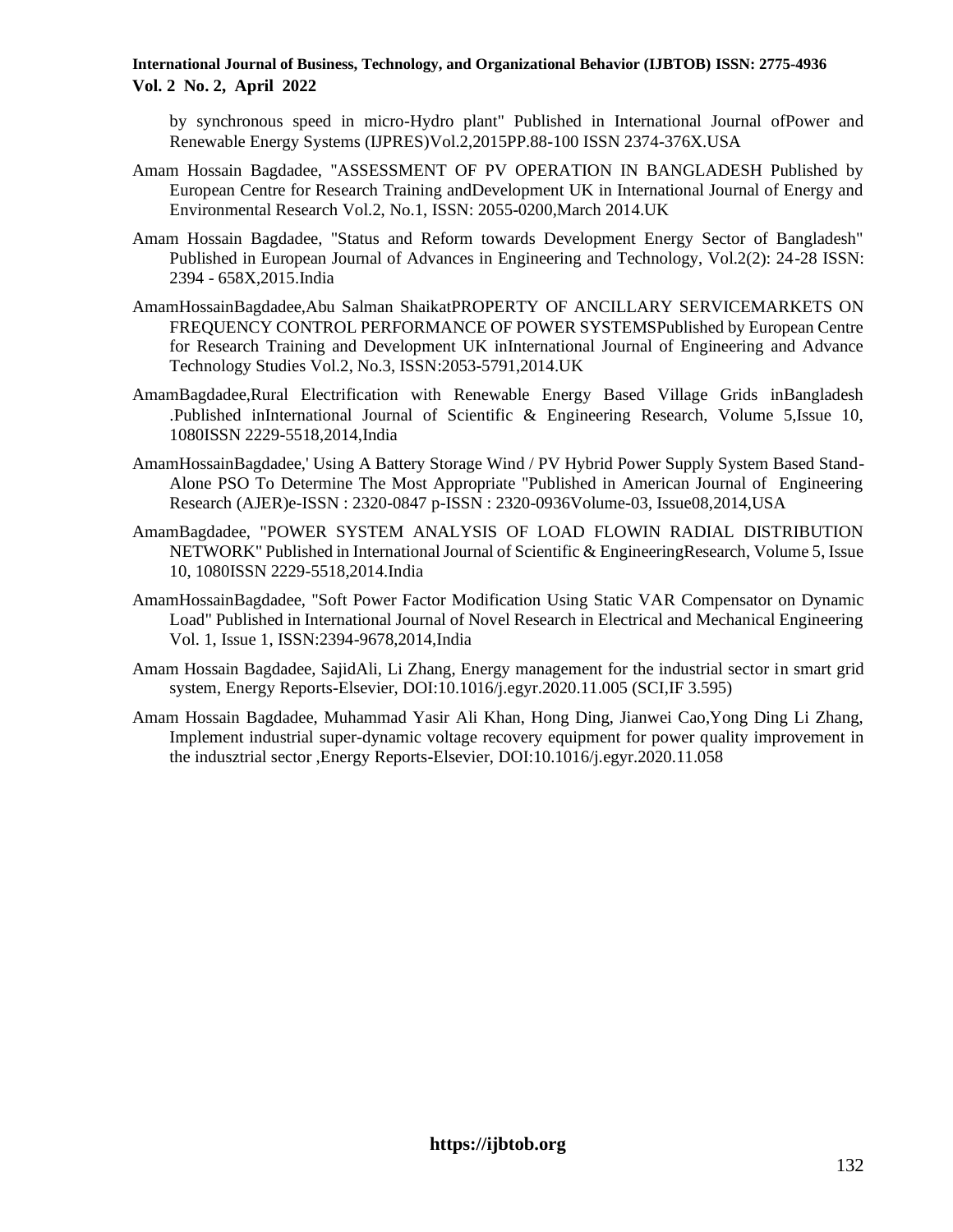by synchronous speed in micro-Hydro plant" Published in International Journal ofPower and Renewable Energy Systems (IJPRES)Vol.2,2015PP.88-100 ISSN 2374-376X.USA

Amam Hossain Bagdadee, "ASSESSMENT OF PV OPERATION IN BANGLADESH Published by European Centre for Research Training andDevelopment UK in International Journal of Energy and Environmental Research Vol.2, No.1, ISSN: 2055-0200,March 2014.UK

Amam Hossain Bagdadee, "Status and Reform towards Development Energy Sector of Bangladesh" Published in European Journal of Advances in Engineering and Technology, Vol.2(2): 24-28 ISSN: 2394 - 658X,2015.India

AmamHossainBagdadee,Abu Salman ShaikatPROPERTY OF ANCILLARY SERVICEMARKETS ON FREQUENCY CONTROL PERFORMANCE OF POWER SYSTEMSPublished by European Centre for Research Training and Development UK inInternational Journal of Engineering and Advance Technology Studies Vol.2, No.3, ISSN:2053-5791,2014.UK

AmamBagdadee,Rural Electrification with Renewable Energy Based Village Grids inBangladesh .Published inInternational Journal of Scientific & Engineering Research, Volume 5,Issue 10, 1080ISSN 2229-5518,2014,India

AmamHossainBagdadee,' Using A Battery Storage Wind / PV Hybrid Power Supply System Based Stand-Alone PSO To Determine The Most Appropriate "Published in American Journal of Engineering Research (AJER)e-ISSN : 2320-0847 p-ISSN : 2320-0936Volume-03, Issue08,2014,USA

AmamBagdadee, "POWER SYSTEM ANALYSIS OF LOAD FLOWIN RADIAL DISTRIBUTION NETWORK" Published in International Journal of Scientific & EngineeringResearch, Volume 5, Issue 10, 1080ISSN 2229-5518,2014.India

AmamHossainBagdadee, "Soft Power Factor Modification Using Static VAR Compensator on Dynamic Load" Published in International Journal of Novel Research in Electrical and Mechanical Engineering Vol. 1, Issue 1, ISSN:2394-9678,2014,India

Amam Hossain Bagdadee, SajidAli, Li Zhang, Energy management for the industrial sector in smart grid system, Energy Reports-Elsevier, DOI:10.1016/j.egyr.2020.11.005 (SCI,IF 3.595)

Amam Hossain Bagdadee, Muhammad Yasir Ali Khan, Hong Ding, Jianwei Cao,Yong Ding Li Zhang, Implement industrial super-dynamic voltage recovery equipment for power quality improvement in the indusztrial sector ,Energy Reports-Elsevier, DOI:10.1016/j.egyr.2020.11.058